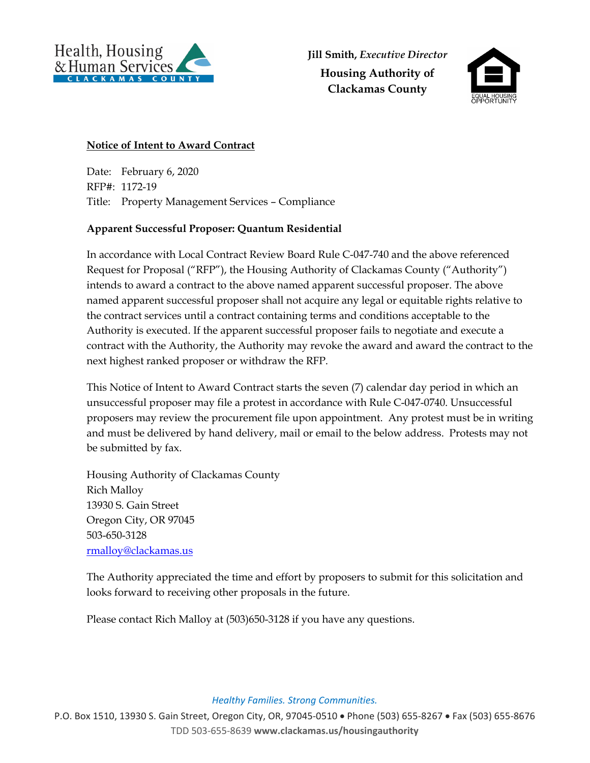Health, Housing & Human Services
CLACKAMAS COUNTY

**Jill Smith,** ***Executive Director***

**Housing Authority of Clackamas County**

EQUAL HOUSING OPPORTUNITY

## Notice of Intent to Award Contract

Date: February 6, 2020
RFP#: 1172-19
Title: Property Management Services – Compliance

**Apparent Successful Proposer: Quantum Residential**

In accordance with Local Contract Review Board Rule C-047-740 and the above referenced Request for Proposal ("RFP"), the Housing Authority of Clackamas County ("Authority") intends to award a contract to the above named apparent successful proposer. The above named apparent successful proposer shall not acquire any legal or equitable rights relative to the contract services until a contract containing terms and conditions acceptable to the Authority is executed. If the apparent successful proposer fails to negotiate and execute a contract with the Authority, the Authority may revoke the award and award the contract to the next highest ranked proposer or withdraw the RFP.

This Notice of Intent to Award Contract starts the seven (7) calendar day period in which an unsuccessful proposer may file a protest in accordance with Rule C-047-0740. Unsuccessful proposers may review the procurement file upon appointment. Any protest must be in writing and must be delivered by hand delivery, mail or email to the below address. Protests may not be submitted by fax.

Housing Authority of Clackamas County
Rich Malloy
13930 S. Gain Street
Oregon City, OR 97045
503-650-3128
rmalloy@clackamas.us

The Authority appreciated the time and effort by proposers to submit for this solicitation and looks forward to receiving other proposals in the future.

Please contact Rich Malloy at (503)650-3128 if you have any questions.

*Healthy Families. Strong Communities.*

P.O. Box 1510, 13930 S. Gain Street, Oregon City, OR, 97045-0510 • Phone (503) 655-8267 • Fax (503) 655-8676
TDD 503-655-8639 **www.clackamas.us/housingauthority**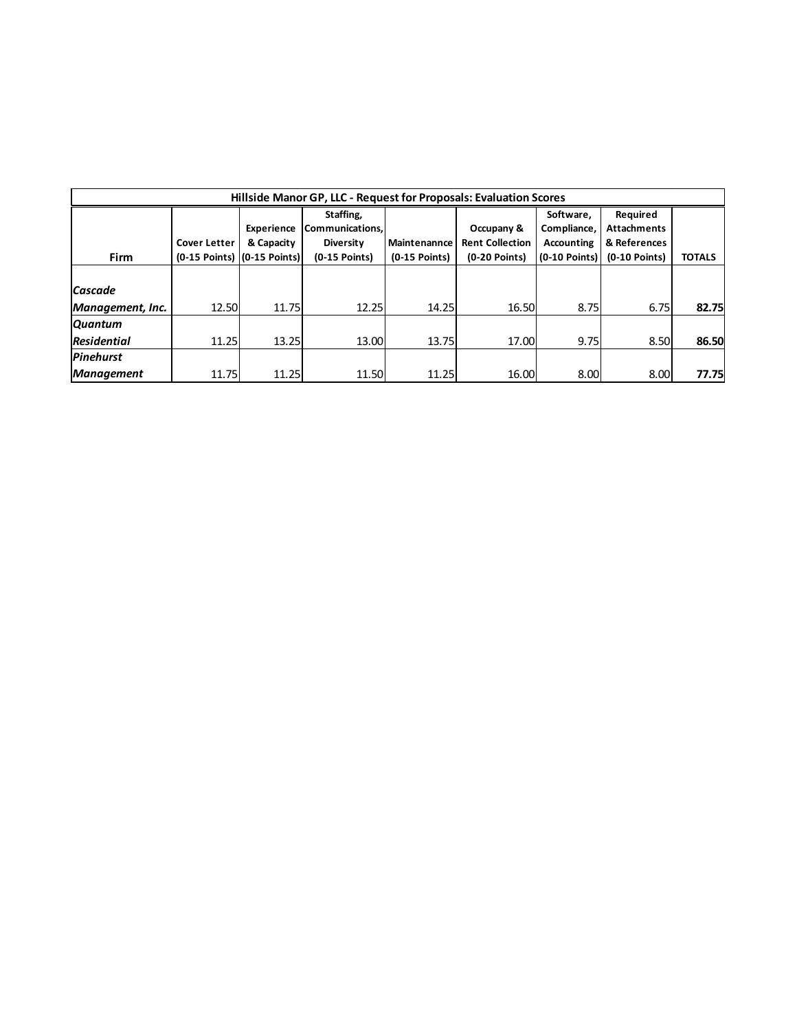| Hillside Manor GP, LLC - Request for Proposals: Evaluation Scores | | | | | | | | |
|---|---|---|---|---|---|---|---|---|
| **Firm** | **Cover Letter (0-15 Points)** | **Experience & Capacity (0-15 Points)** | **Staffing, Communications, Diversity (0-15 Points)** | **Maintenannce (0-15 Points)** | **Occupany & Rent Collection (0-20 Points)** | **Software, Compliance, Accounting (0-10 Points)** | **Required Attachments & References (0-10 Points)** | **TOTALS** |
| ***Cascade Management, Inc.*** | 12.50 | 11.75 | 12.25 | 14.25 | 16.50 | 8.75 | 6.75 | **82.75** |
| ***Quantum Residential*** | 11.25 | 13.25 | 13.00 | 13.75 | 17.00 | 9.75 | 8.50 | **86.50** |
| ***Pinehurst Management*** | 11.75 | 11.25 | 11.50 | 11.25 | 16.00 | 8.00 | 8.00 | **77.75** |